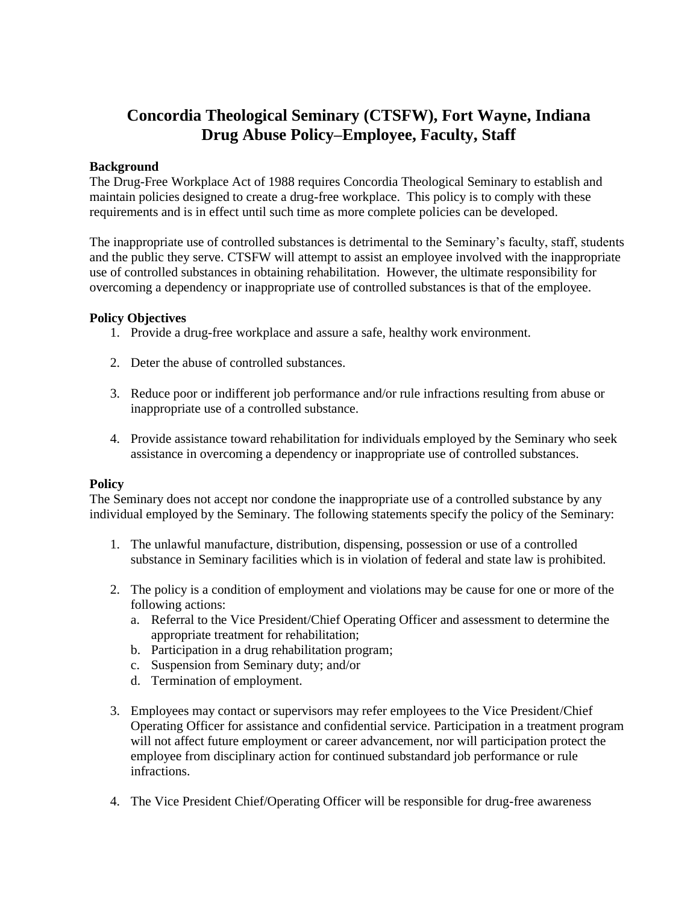# Concordia Theological Seminary (CTSFW), Fort Wayne, Indiana
# Drug Abuse Policy–Employee, Faculty, Staff

**Background**

The Drug-Free Workplace Act of 1988 requires Concordia Theological Seminary to establish and maintain policies designed to create a drug-free workplace. This policy is to comply with these requirements and is in effect until such time as more complete policies can be developed.

The inappropriate use of controlled substances is detrimental to the Seminary's faculty, staff, students and the public they serve. CTSFW will attempt to assist an employee involved with the inappropriate use of controlled substances in obtaining rehabilitation. However, the ultimate responsibility for overcoming a dependency or inappropriate use of controlled substances is that of the employee.

**Policy Objectives**

1. Provide a drug-free workplace and assure a safe, healthy work environment.

2. Deter the abuse of controlled substances.

3. Reduce poor or indifferent job performance and/or rule infractions resulting from abuse or inappropriate use of a controlled substance.

4. Provide assistance toward rehabilitation for individuals employed by the Seminary who seek assistance in overcoming a dependency or inappropriate use of controlled substances.

**Policy**

The Seminary does not accept nor condone the inappropriate use of a controlled substance by any individual employed by the Seminary. The following statements specify the policy of the Seminary:

1. The unlawful manufacture, distribution, dispensing, possession or use of a controlled substance in Seminary facilities which is in violation of federal and state law is prohibited.

2. The policy is a condition of employment and violations may be cause for one or more of the following actions:
   a. Referral to the Vice President/Chief Operating Officer and assessment to determine the appropriate treatment for rehabilitation;
   b. Participation in a drug rehabilitation program;
   c. Suspension from Seminary duty; and/or
   d. Termination of employment.

3. Employees may contact or supervisors may refer employees to the Vice President/Chief Operating Officer for assistance and confidential service. Participation in a treatment program will not affect future employment or career advancement, nor will participation protect the employee from disciplinary action for continued substandard job performance or rule infractions.

4. The Vice President Chief/Operating Officer will be responsible for drug-free awareness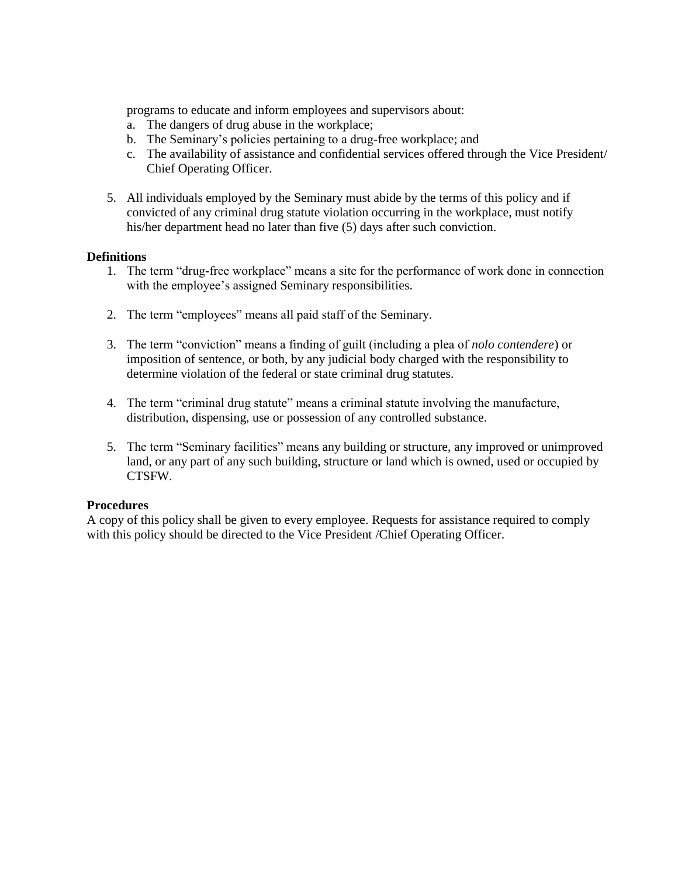programs to educate and inform employees and supervisors about:

   a. The dangers of drug abuse in the workplace;
   b. The Seminary's policies pertaining to a drug-free workplace; and
   c. The availability of assistance and confidential services offered through the Vice President/ Chief Operating Officer.

5. All individuals employed by the Seminary must abide by the terms of this policy and if convicted of any criminal drug statute violation occurring in the workplace, must notify his/her department head no later than five (5) days after such conviction.

**Definitions**

1. The term "drug-free workplace" means a site for the performance of work done in connection with the employee's assigned Seminary responsibilities.

2. The term "employees" means all paid staff of the Seminary.

3. The term "conviction" means a finding of guilt (including a plea of *nolo contendere*) or imposition of sentence, or both, by any judicial body charged with the responsibility to determine violation of the federal or state criminal drug statutes.

4. The term "criminal drug statute" means a criminal statute involving the manufacture, distribution, dispensing, use or possession of any controlled substance.

5. The term "Seminary facilities" means any building or structure, any improved or unimproved land, or any part of any such building, structure or land which is owned, used or occupied by CTSFW.

**Procedures**

A copy of this policy shall be given to every employee. Requests for assistance required to comply with this policy should be directed to the Vice President /Chief Operating Officer.